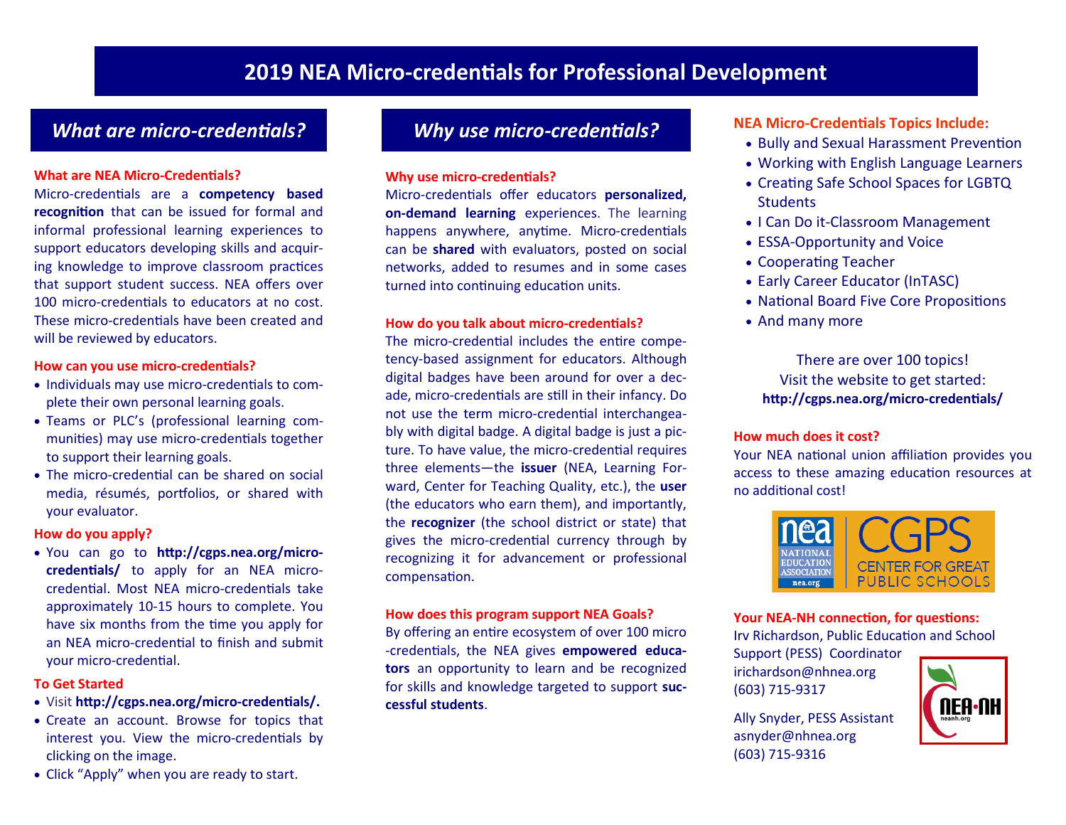# 2019 NEA Micro-credentials for Professional Development

## *What are micro-credentials?*

### What are NEA Micro-Credentials?

Micro-credentials are a **competency based recognition** that can be issued for formal and informal professional learning experiences to support educators developing skills and acquiring knowledge to improve classroom practices that support student success. NEA offers over 100 micro-credentials to educators at no cost. These micro-credentials have been created and will be reviewed by educators.

### How can you use micro-credentials?

- Individuals may use micro-credentials to complete their own personal learning goals.
- Teams or PLC's (professional learning communities) may use micro-credentials together to support their learning goals.
- The micro-credential can be shared on social media, résumés, portfolios, or shared with your evaluator.

### How do you apply?

- You can go to **http://cgps.nea.org/micro-credentials/** to apply for an NEA micro-credential. Most NEA micro-credentials take approximately 10-15 hours to complete. You have six months from the time you apply for an NEA micro-credential to finish and submit your micro-credential.

### To Get Started

- Visit **http://cgps.nea.org/micro-credentials/.**
- Create an account. Browse for topics that interest you. View the micro-credentials by clicking on the image.
- Click "Apply" when you are ready to start.

## *Why use micro-credentials?*

### Why use micro-credentials?

Micro-credentials offer educators **personalized, on-demand learning** experiences. The learning happens anywhere, anytime. Micro-credentials can be **shared** with evaluators, posted on social networks, added to resumes and in some cases turned into continuing education units.

### How do you talk about micro-credentials?

The micro-credential includes the entire competency-based assignment for educators. Although digital badges have been around for over a decade, micro-credentials are still in their infancy. Do not use the term micro-credential interchangeably with digital badge. A digital badge is just a picture. To have value, the micro-credential requires three elements—the **issuer** (NEA, Learning Forward, Center for Teaching Quality, etc.), the **user** (the educators who earn them), and importantly, the **recognizer** (the school district or state) that gives the micro-credential currency through by recognizing it for advancement or professional compensation.

### How does this program support NEA Goals?

By offering an entire ecosystem of over 100 micro-credentials, the NEA gives **empowered educators** an opportunity to learn and be recognized for skills and knowledge targeted to support **successful students**.

### NEA Micro-Credentials Topics Include:

- Bully and Sexual Harassment Prevention
- Working with English Language Learners
- Creating Safe School Spaces for LGBTQ Students
- I Can Do it-Classroom Management
- ESSA-Opportunity and Voice
- Cooperating Teacher
- Early Career Educator (InTASC)
- National Board Five Core Propositions
- And many more

There are over 100 topics!
Visit the website to get started:
**http://cgps.nea.org/micro-credentials/**

### How much does it cost?

Your NEA national union affiliation provides you access to these amazing education resources at no additional cost!

NEA National Education Association nea.org | CGPS Center for Great Public Schools

### Your NEA-NH connection, for questions:

Irv Richardson, Public Education and School Support (PESS) Coordinator
irichardson@nhnea.org
(603) 715-9317

Ally Snyder, PESS Assistant
asnyder@nhnea.org
(603) 715-9316

NEA·NH neanh.org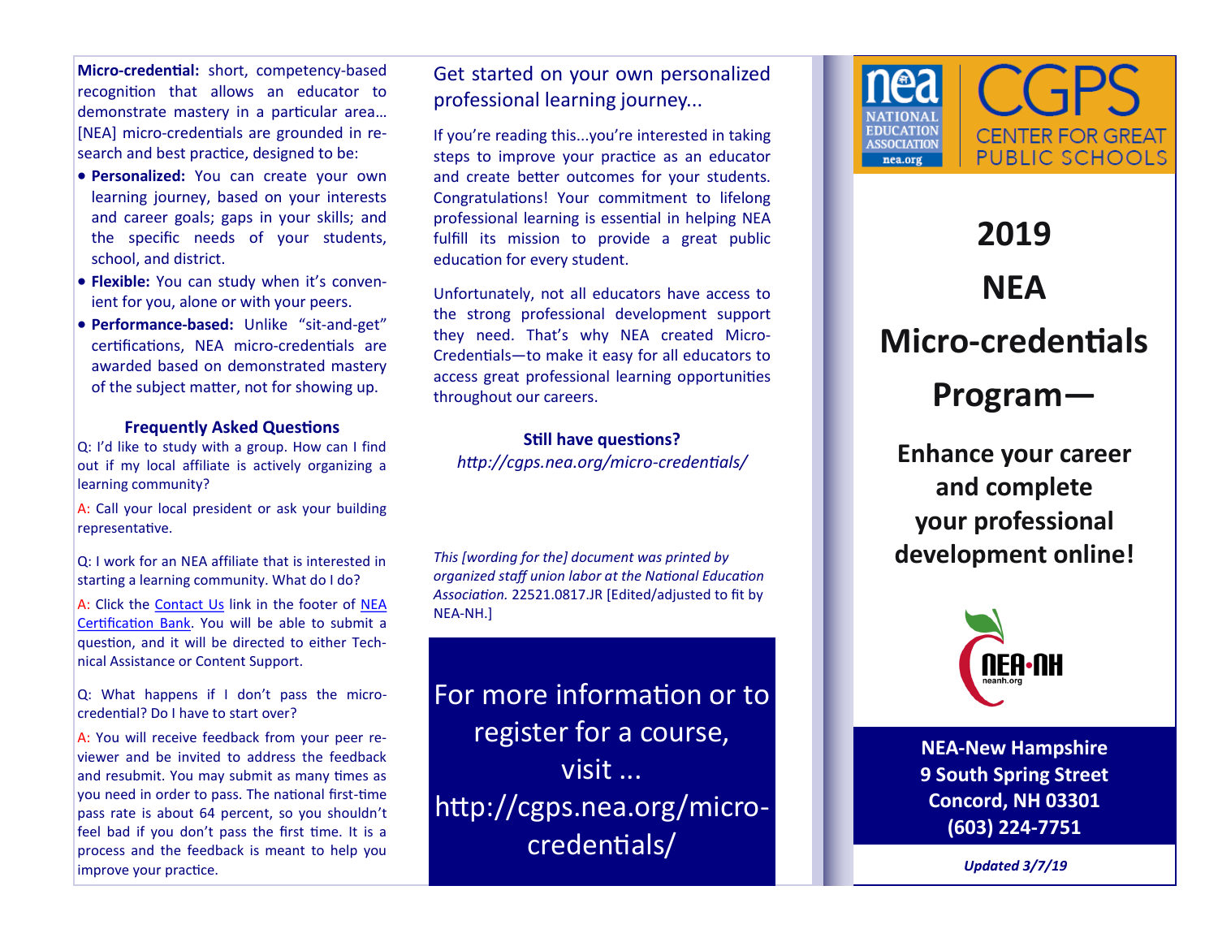**Micro-credential:** short, competency-based recognition that allows an educator to demonstrate mastery in a particular area… [NEA] micro-credentials are grounded in research and best practice, designed to be:

- **Personalized:** You can create your own learning journey, based on your interests and career goals; gaps in your skills; and the specific needs of your students, school, and district.
- **Flexible:** You can study when it's convenient for you, alone or with your peers.
- **Performance-based:** Unlike "sit-and-get" certifications, NEA micro-credentials are awarded based on demonstrated mastery of the subject matter, not for showing up.

### Frequently Asked Questions

Q: I'd like to study with a group. How can I find out if my local affiliate is actively organizing a learning community?

A: Call your local president or ask your building representative.

Q: I work for an NEA affiliate that is interested in starting a learning community. What do I do?

A: Click the Contact Us link in the footer of NEA Certification Bank. You will be able to submit a question, and it will be directed to either Technical Assistance or Content Support.

Q: What happens if I don't pass the micro-credential? Do I have to start over?

A: You will receive feedback from your peer reviewer and be invited to address the feedback and resubmit. You may submit as many times as you need in order to pass. The national first-time pass rate is about 64 percent, so you shouldn't feel bad if you don't pass the first time. It is a process and the feedback is meant to help you improve your practice.

## Get started on your own personalized professional learning journey...

If you're reading this...you're interested in taking steps to improve your practice as an educator and create better outcomes for your students. Congratulations! Your commitment to lifelong professional learning is essential in helping NEA fulfill its mission to provide a great public education for every student.

Unfortunately, not all educators have access to the strong professional development support they need. That's why NEA created Micro-Credentials—to make it easy for all educators to access great professional learning opportunities throughout our careers.

**Still have questions?**

*http://cgps.nea.org/micro-credentials/*

*This [wording for the] document was printed by organized staff union labor at the National Education Association.* 22521.0817.JR [Edited/adjusted to fit by NEA-NH.]

For more information or to register for a course, visit ...
http://cgps.nea.org/micro-credentials/

nea NATIONAL EDUCATION ASSOCIATION nea.org

CGPS CENTER FOR GREAT PUBLIC SCHOOLS

# 2019 NEA Micro-credentials Program—

## Enhance your career and complete your professional development online!

NEA·NH neanh.org

**NEA-New Hampshire**
**9 South Spring Street**
**Concord, NH 03301**
**(603) 224-7751**

***Updated 3/7/19***